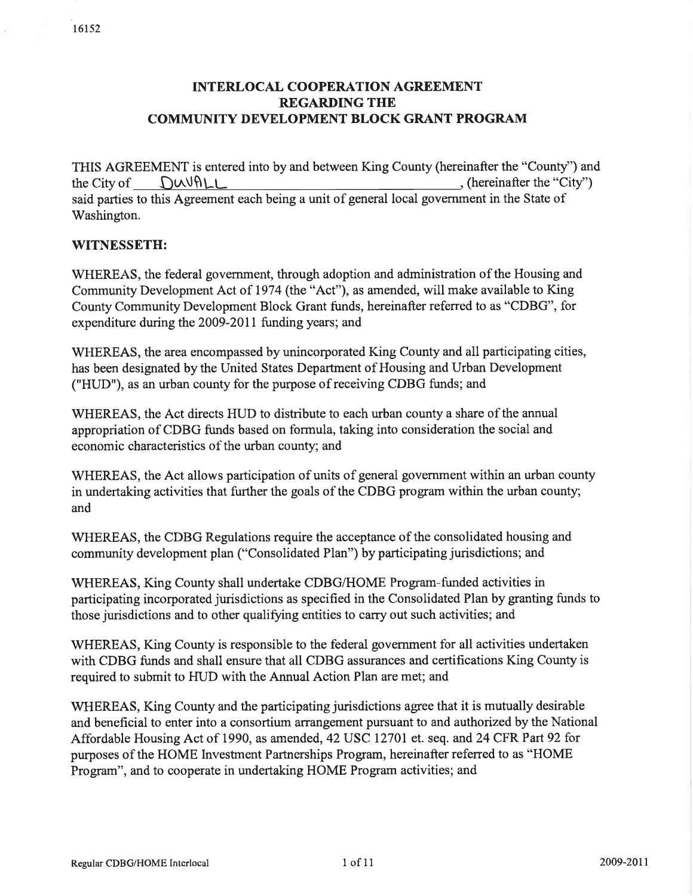16152

# INTERLOCAL COOPERATION AGREEMENT REGARDING THE COMMUNITY DEVELOPMENT BLOCK GRANT PROGRAM

THIS AGREEMENT is entered into by and between King County (hereinafter the "County") and the City of DUVALL, (hereinafter the "City") said parties to this Agreement each being a unit of general local government in the State of Washington.

**WITNESSETH:**

WHEREAS, the federal government, through adoption and administration of the Housing and Community Development Act of 1974 (the "Act"), as amended, will make available to King County Community Development Block Grant funds, hereinafter referred to as "CDBG", for expenditure during the 2009-2011 funding years; and

WHEREAS, the area encompassed by unincorporated King County and all participating cities, has been designated by the United States Department of Housing and Urban Development ("HUD"), as an urban county for the purpose of receiving CDBG funds; and

WHEREAS, the Act directs HUD to distribute to each urban county a share of the annual appropriation of CDBG funds based on formula, taking into consideration the social and economic characteristics of the urban county; and

WHEREAS, the Act allows participation of units of general government within an urban county in undertaking activities that further the goals of the CDBG program within the urban county; and

WHEREAS, the CDBG Regulations require the acceptance of the consolidated housing and community development plan ("Consolidated Plan") by participating jurisdictions; and

WHEREAS, King County shall undertake CDBG/HOME Program-funded activities in participating incorporated jurisdictions as specified in the Consolidated Plan by granting funds to those jurisdictions and to other qualifying entities to carry out such activities; and

WHEREAS, King County is responsible to the federal government for all activities undertaken with CDBG funds and shall ensure that all CDBG assurances and certifications King County is required to submit to HUD with the Annual Action Plan are met; and

WHEREAS, King County and the participating jurisdictions agree that it is mutually desirable and beneficial to enter into a consortium arrangement pursuant to and authorized by the National Affordable Housing Act of 1990, as amended, 42 USC 12701 et. seq. and 24 CFR Part 92 for purposes of the HOME Investment Partnerships Program, hereinafter referred to as "HOME Program", and to cooperate in undertaking HOME Program activities; and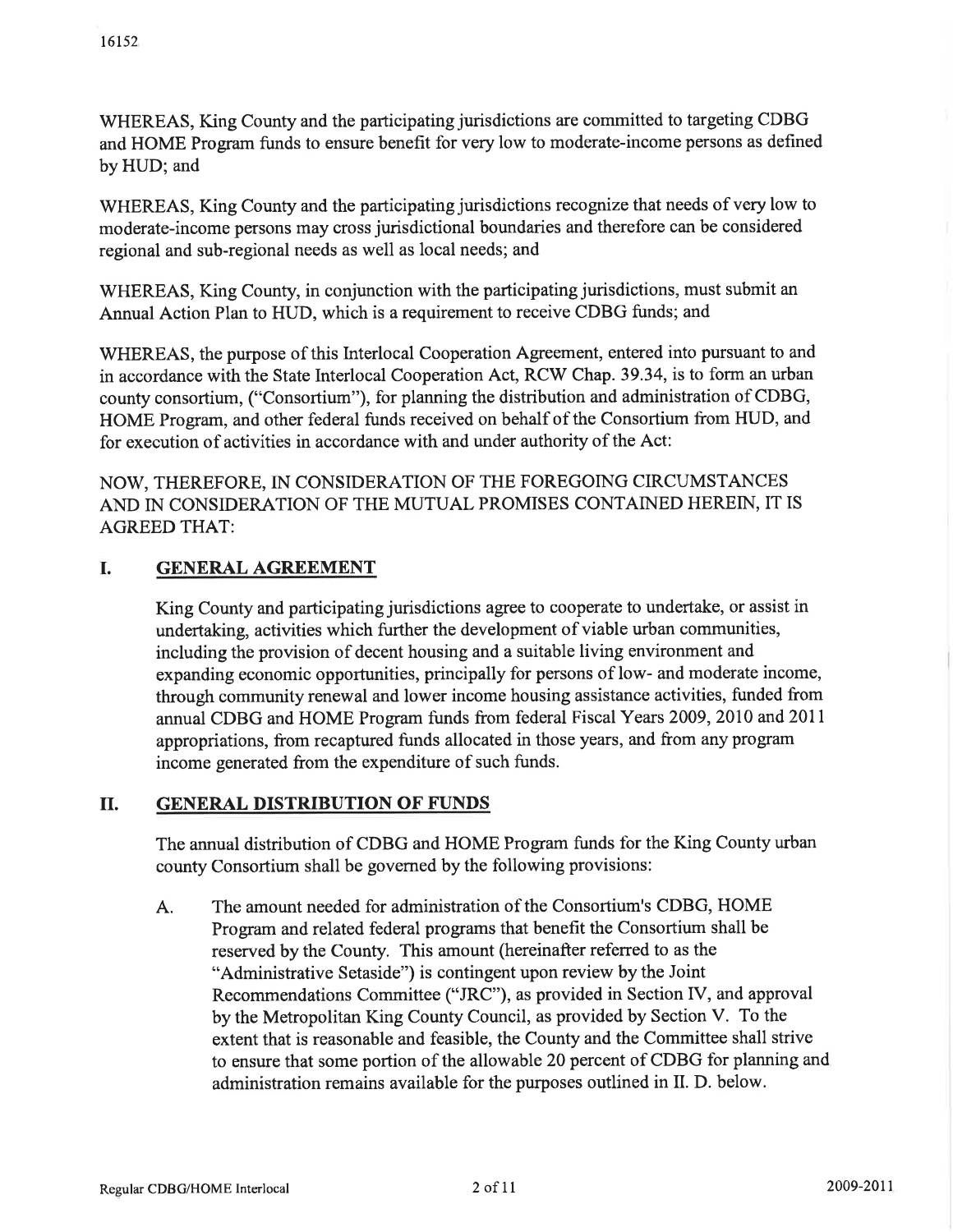WHEREAS, King County and the participating jurisdictions are committed to targeting CDBG and HOME Program funds to ensure benefit for very low to moderate-income persons as defined by HUD; and

WHEREAS, King County and the participating jurisdictions recognize that needs of very low to moderate-income persons may cross jurisdictional boundaries and therefore can be considered regional and sub-regional needs as well as local needs; and

WHEREAS, King County, in conjunction with the participating jurisdictions, must submit an Annual Action Plan to HUD, which is a requirement to receive CDBG funds; and

WHEREAS, the purpose of this Interlocal Cooperation Agreement, entered into pursuant to and in accordance with the State Interlocal Cooperation Act, RCW Chap. 39.34, is to form an urban county consortium, ("Consortium"), for planning the distribution and administration of CDBG, HOME Program, and other federal funds received on behalf of the Consortium from HUD, and for execution of activities in accordance with and under authority of the Act:

NOW, THEREFORE, IN CONSIDERATION OF THE FOREGOING CIRCUMSTANCES AND IN CONSIDERATION OF THE MUTUAL PROMISES CONTAINED HEREIN, IT IS AGREED THAT:

## I. GENERAL AGREEMENT

King County and participating jurisdictions agree to cooperate to undertake, or assist in undertaking, activities which further the development of viable urban communities, including the provision of decent housing and a suitable living environment and expanding economic opportunities, principally for persons of low- and moderate income, through community renewal and lower income housing assistance activities, funded from annual CDBG and HOME Program funds from federal Fiscal Years 2009, 2010 and 2011 appropriations, from recaptured funds allocated in those years, and from any program income generated from the expenditure of such funds.

## II. GENERAL DISTRIBUTION OF FUNDS

The annual distribution of CDBG and HOME Program funds for the King County urban county Consortium shall be governed by the following provisions:

A. The amount needed for administration of the Consortium's CDBG, HOME Program and related federal programs that benefit the Consortium shall be reserved by the County. This amount (hereinafter referred to as the "Administrative Setaside") is contingent upon review by the Joint Recommendations Committee ("JRC"), as provided in Section IV, and approval by the Metropolitan King County Council, as provided by Section V. To the extent that is reasonable and feasible, the County and the Committee shall strive to ensure that some portion of the allowable 20 percent of CDBG for planning and administration remains available for the purposes outlined in II. D. below.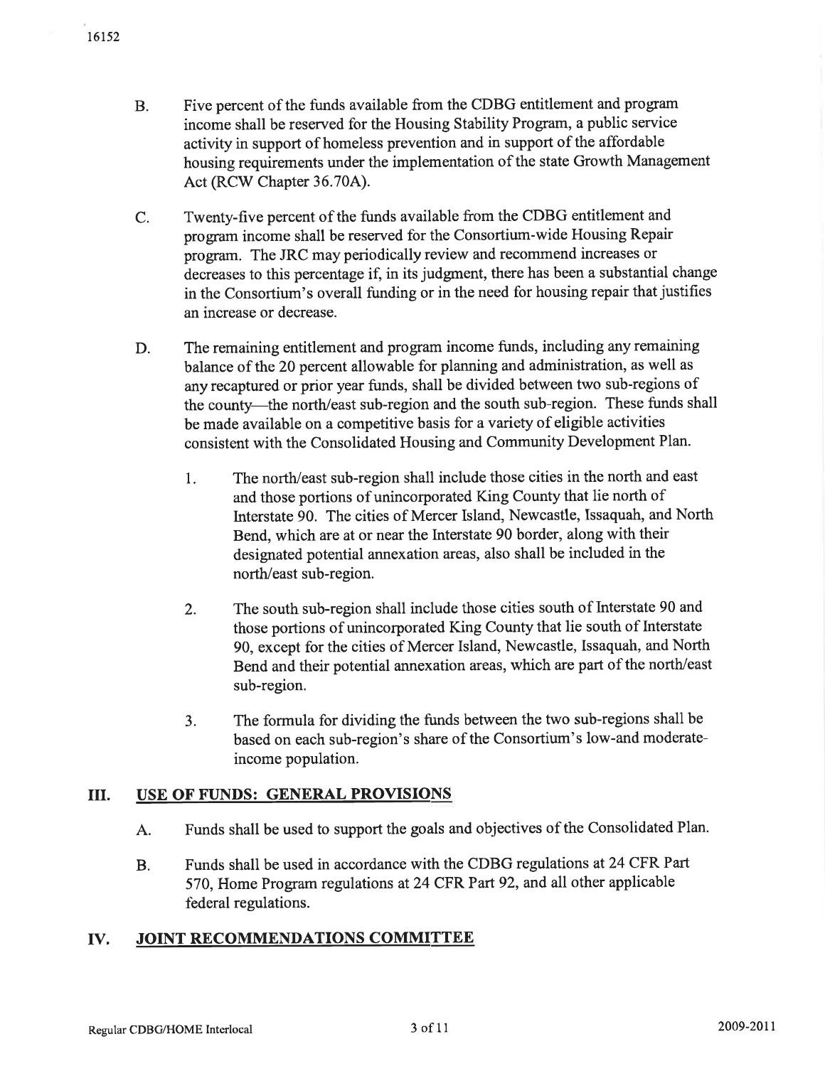B. Five percent of the funds available from the CDBG entitlement and program income shall be reserved for the Housing Stability Program, a public service activity in support of homeless prevention and in support of the affordable housing requirements under the implementation of the state Growth Management Act (RCW Chapter 36.70A).

C. Twenty-five percent of the funds available from the CDBG entitlement and program income shall be reserved for the Consortium-wide Housing Repair program. The JRC may periodically review and recommend increases or decreases to this percentage if, in its judgment, there has been a substantial change in the Consortium's overall funding or in the need for housing repair that justifies an increase or decrease.

D. The remaining entitlement and program income funds, including any remaining balance of the 20 percent allowable for planning and administration, as well as any recaptured or prior year funds, shall be divided between two sub-regions of the county—the north/east sub-region and the south sub-region. These funds shall be made available on a competitive basis for a variety of eligible activities consistent with the Consolidated Housing and Community Development Plan.

   1. The north/east sub-region shall include those cities in the north and east and those portions of unincorporated King County that lie north of Interstate 90. The cities of Mercer Island, Newcastle, Issaquah, and North Bend, which are at or near the Interstate 90 border, along with their designated potential annexation areas, also shall be included in the north/east sub-region.

   2. The south sub-region shall include those cities south of Interstate 90 and those portions of unincorporated King County that lie south of Interstate 90, except for the cities of Mercer Island, Newcastle, Issaquah, and North Bend and their potential annexation areas, which are part of the north/east sub-region.

   3. The formula for dividing the funds between the two sub-regions shall be based on each sub-region's share of the Consortium's low-and moderate-income population.

## III. USE OF FUNDS: GENERAL PROVISIONS

A. Funds shall be used to support the goals and objectives of the Consolidated Plan.

B. Funds shall be used in accordance with the CDBG regulations at 24 CFR Part 570, Home Program regulations at 24 CFR Part 92, and all other applicable federal regulations.

## IV. JOINT RECOMMENDATIONS COMMITTEE